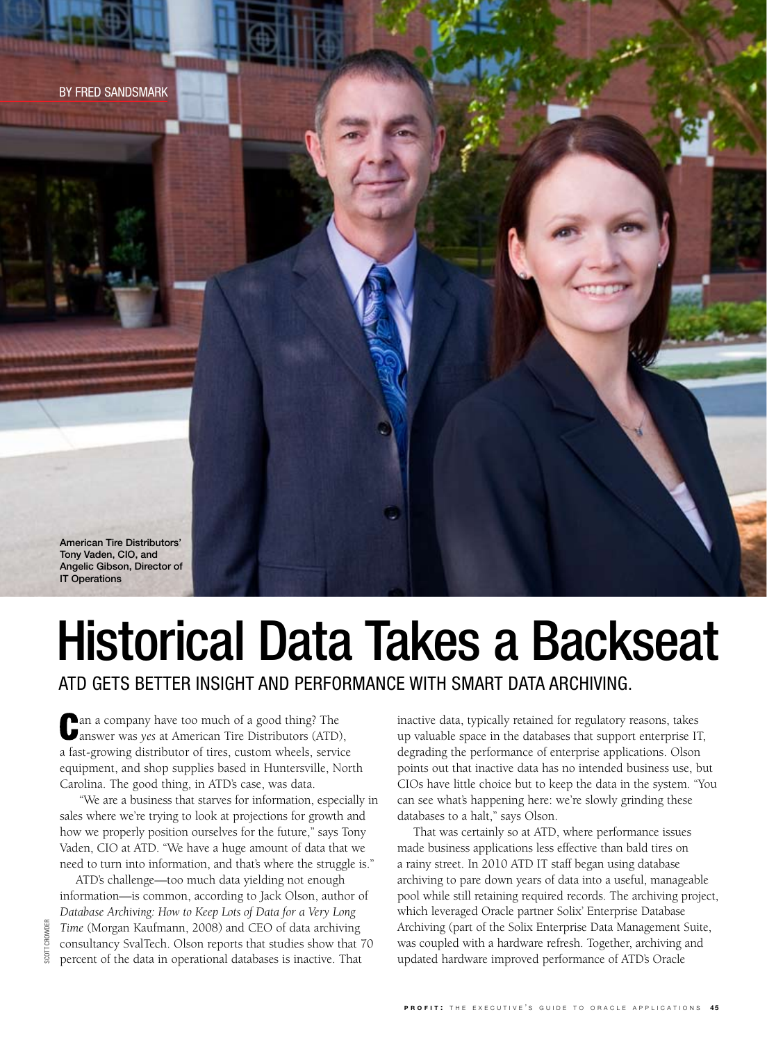BY FRED SANDSMARK

American Tire Distributors' Tony Vaden, CIO, and Angelic Gibson, Director of IT Operations

SCOTT CROWDER

# Historical Data Takes a Backseat

## ATD GETS BETTER INSIGHT AND PERFORMANCE WITH SMART DATA ARCHIVING.

Can a company have too much of a good thing? The answer was *yes* at American Tire Distributors (ATD), a fast-growing distributor of tires, custom wheels, service equipment, and shop supplies based in Huntersville, North Carolina. The good thing, in ATD's case, was data.

"We are a business that starves for information, especially in sales where we're trying to look at projections for growth and how we properly position ourselves for the future," says Tony Vaden, CIO at ATD. "We have a huge amount of data that we need to turn into information, and that's where the struggle is."

ATD's challenge—too much data yielding not enough information—is common, according to Jack Olson, author of *Database Archiving: How to Keep Lots of Data for a Very Long Time* (Morgan Kaufmann, 2008) and CEO of data archiving consultancy SvalTech. Olson reports that studies show that 70 percent of the data in operational databases is inactive. That inactive data, typically retained for regulatory reasons, takes up valuable space in the databases that support enterprise IT, degrading the performance of enterprise applications. Olson points out that inactive data has no intended business use, but CIOs have little choice but to keep the data in the system. "You can see what's happening here: we're slowly grinding these databases to a halt," says Olson.

That was certainly so at ATD, where performance issues made business applications less effective than bald tires on a rainy street. In 2010 ATD IT staff began using database archiving to pare down years of data into a useful, manageable pool while still retaining required records. The archiving project, which leveraged Oracle partner Solix' Enterprise Database Archiving (part of the Solix Enterprise Data Management Suite, was coupled with a hardware refresh. Together, archiving and updated hardware improved performance of ATD's Oracle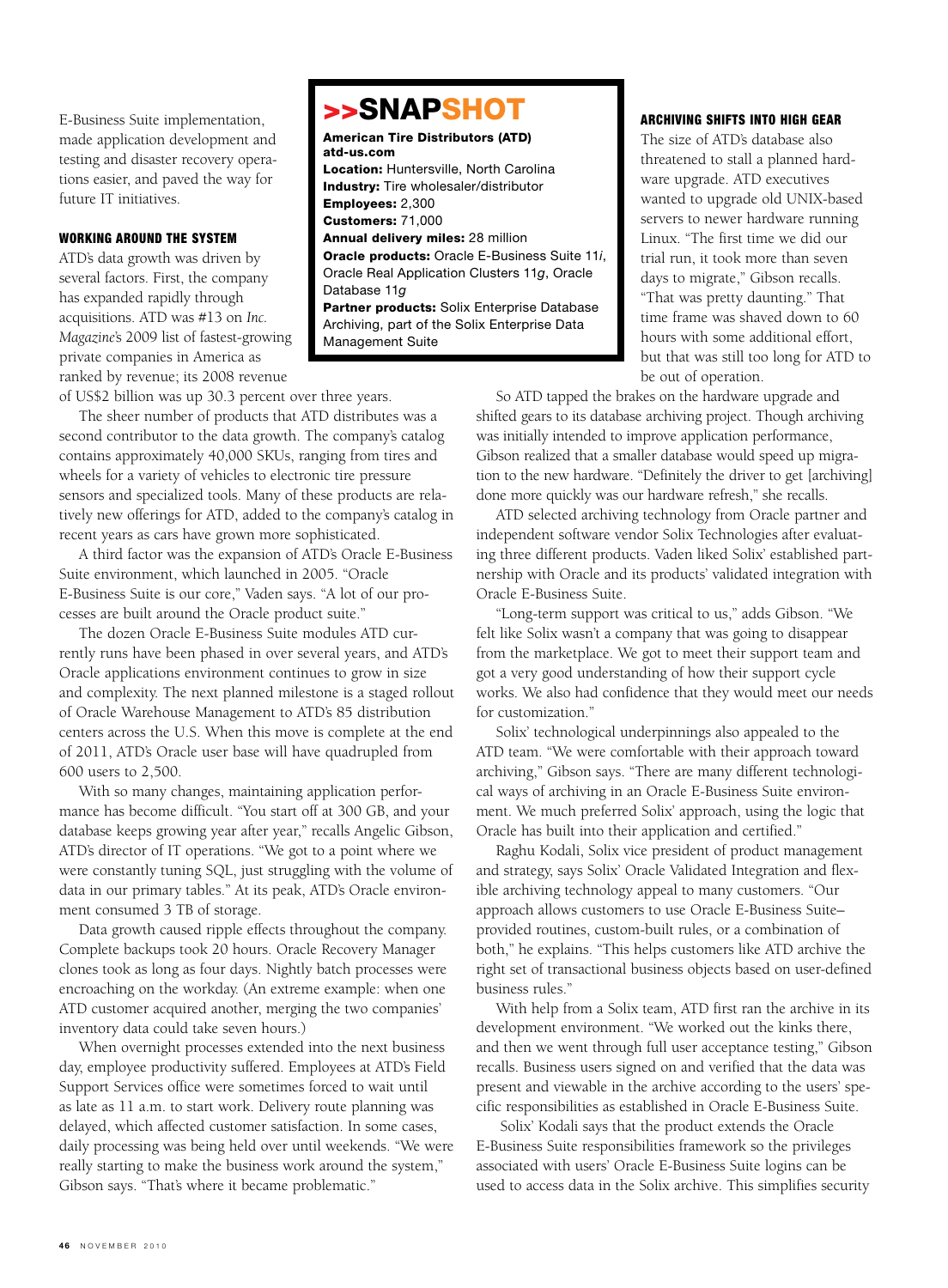E-Business Suite implementation, made application development and testing and disaster recovery operations easier, and paved the way for future IT initiatives.

#### WORKING AROUND THE SYSTEM

ATD's data growth was driven by several factors. First, the company has expanded rapidly through acquisitions. ATD was #13 on *Inc. Magazine*'s 2009 list of fastest-growing private companies in America as ranked by revenue; its 2008 revenue of US$2 billion was up 30.3 percent over three years.

The sheer number of products that ATD distributes was a second contributor to the data growth. The company's catalog contains approximately 40,000 SKUs, ranging from tires and wheels for a variety of vehicles to electronic tire pressure sensors and specialized tools. Many of these products are relatively new offerings for ATD, added to the company's catalog in recent years as cars have grown more sophisticated.

A third factor was the expansion of ATD's Oracle E-Business Suite environment, which launched in 2005. "Oracle E-Business Suite is our core," Vaden says. "A lot of our processes are built around the Oracle product suite."

The dozen Oracle E-Business Suite modules ATD currently runs have been phased in over several years, and ATD's Oracle applications environment continues to grow in size and complexity. The next planned milestone is a staged rollout of Oracle Warehouse Management to ATD's 85 distribution centers across the U.S. When this move is complete at the end of 2011, ATD's Oracle user base will have quadrupled from 600 users to 2,500.

With so many changes, maintaining application performance has become difficult. "You start off at 300 GB, and your database keeps growing year after year," recalls Angelic Gibson, ATD's director of IT operations. "We got to a point where we were constantly tuning SQL, just struggling with the volume of data in our primary tables." At its peak, ATD's Oracle environment consumed 3 TB of storage.

Data growth caused ripple effects throughout the company. Complete backups took 20 hours. Oracle Recovery Manager clones took as long as four days. Nightly batch processes were encroaching on the workday. (An extreme example: when one ATD customer acquired another, merging the two companies' inventory data could take seven hours.)

When overnight processes extended into the next business day, employee productivity suffered. Employees at ATD's Field Support Services office were sometimes forced to wait until as late as 11 a.m. to start work. Delivery route planning was delayed, which affected customer satisfaction. In some cases, daily processing was being held over until weekends. "We were really starting to make the business work around the system," Gibson says. "That's where it became problematic."

> ## >>SNAPSHOT
>
> **American Tire Distributors (ATD)**
> **atd-us.com**
> **Location:** Huntersville, North Carolina
> **Industry:** Tire wholesaler/distributor
> **Employees:** 2,300
> **Customers:** 71,000
> **Annual delivery miles:** 28 million
> **Oracle products:** Oracle E-Business Suite 11*i*, Oracle Real Application Clusters 11*g*, Oracle Database 11*g*
> **Partner products:** Solix Enterprise Database Archiving, part of the Solix Enterprise Data Management Suite

#### ARCHIVING SHIFTS INTO HIGH GEAR

The size of ATD's database also threatened to stall a planned hardware upgrade. ATD executives wanted to upgrade old UNIX-based servers to newer hardware running Linux. "The first time we did our trial run, it took more than seven days to migrate," Gibson recalls. "That was pretty daunting." That time frame was shaved down to 60 hours with some additional effort, but that was still too long for ATD to be out of operation.

So ATD tapped the brakes on the hardware upgrade and shifted gears to its database archiving project. Though archiving was initially intended to improve application performance, Gibson realized that a smaller database would speed up migration to the new hardware. "Definitely the driver to get [archiving] done more quickly was our hardware refresh," she recalls.

ATD selected archiving technology from Oracle partner and independent software vendor Solix Technologies after evaluating three different products. Vaden liked Solix' established partnership with Oracle and its products' validated integration with Oracle E-Business Suite.

"Long-term support was critical to us," adds Gibson. "We felt like Solix wasn't a company that was going to disappear from the marketplace. We got to meet their support team and got a very good understanding of how their support cycle works. We also had confidence that they would meet our needs for customization."

Solix' technological underpinnings also appealed to the ATD team. "We were comfortable with their approach toward archiving," Gibson says. "There are many different technological ways of archiving in an Oracle E-Business Suite environment. We much preferred Solix' approach, using the logic that Oracle has built into their application and certified."

Raghu Kodali, Solix vice president of product management and strategy, says Solix' Oracle Validated Integration and flexible archiving technology appeal to many customers. "Our approach allows customers to use Oracle E-Business Suite–provided routines, custom-built rules, or a combination of both," he explains. "This helps customers like ATD archive the right set of transactional business objects based on user-defined business rules."

With help from a Solix team, ATD first ran the archive in its development environment. "We worked out the kinks there, and then we went through full user acceptance testing," Gibson recalls. Business users signed on and verified that the data was present and viewable in the archive according to the users' specific responsibilities as established in Oracle E-Business Suite.

Solix' Kodali says that the product extends the Oracle E-Business Suite responsibilities framework so the privileges associated with users' Oracle E-Business Suite logins can be used to access data in the Solix archive. This simplifies security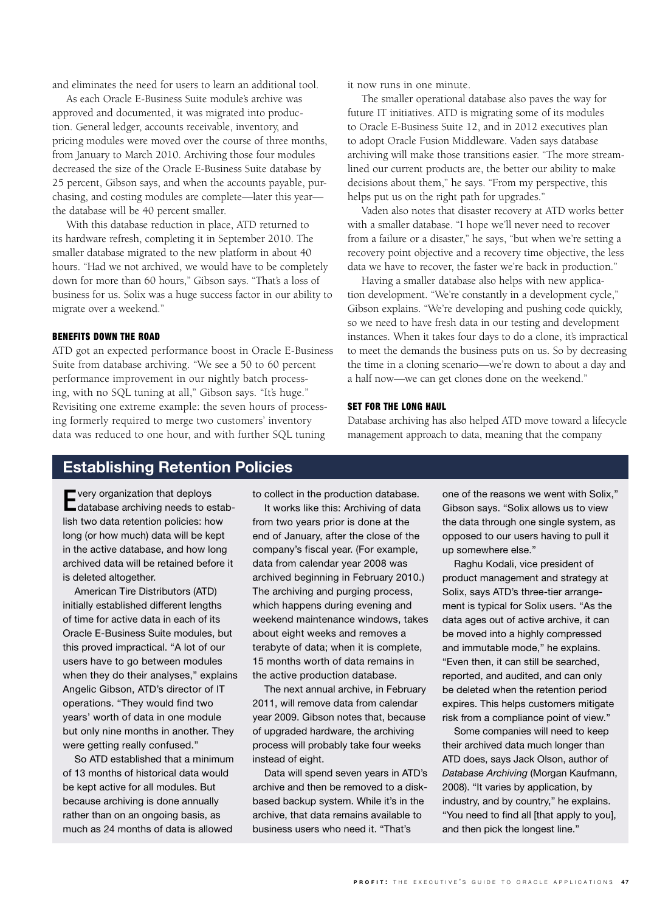and eliminates the need for users to learn an additional tool.

As each Oracle E-Business Suite module's archive was approved and documented, it was migrated into production. General ledger, accounts receivable, inventory, and pricing modules were moved over the course of three months, from January to March 2010. Archiving those four modules decreased the size of the Oracle E-Business Suite database by 25 percent, Gibson says, and when the accounts payable, purchasing, and costing modules are complete—later this year—the database will be 40 percent smaller.

With this database reduction in place, ATD returned to its hardware refresh, completing it in September 2010. The smaller database migrated to the new platform in about 40 hours. "Had we not archived, we would have to be completely down for more than 60 hours," Gibson says. "That's a loss of business for us. Solix was a huge success factor in our ability to migrate over a weekend."

### BENEFITS DOWN THE ROAD

ATD got an expected performance boost in Oracle E-Business Suite from database archiving. "We see a 50 to 60 percent performance improvement in our nightly batch processing, with no SQL tuning at all," Gibson says. "It's huge." Revisiting one extreme example: the seven hours of processing formerly required to merge two customers' inventory data was reduced to one hour, and with further SQL tuning it now runs in one minute.

The smaller operational database also paves the way for future IT initiatives. ATD is migrating some of its modules to Oracle E-Business Suite 12, and in 2012 executives plan to adopt Oracle Fusion Middleware. Vaden says database archiving will make those transitions easier. "The more streamlined our current products are, the better our ability to make decisions about them," he says. "From my perspective, this helps put us on the right path for upgrades."

Vaden also notes that disaster recovery at ATD works better with a smaller database. "I hope we'll never need to recover from a failure or a disaster," he says, "but when we're setting a recovery point objective and a recovery time objective, the less data we have to recover, the faster we're back in production."

Having a smaller database also helps with new application development. "We're constantly in a development cycle," Gibson explains. "We're developing and pushing code quickly, so we need to have fresh data in our testing and development instances. When it takes four days to do a clone, it's impractical to meet the demands the business puts on us. So by decreasing the time in a cloning scenario—we're down to about a day and a half now—we can get clones done on the weekend."

### SET FOR THE LONG HAUL

Database archiving has also helped ATD move toward a lifecycle management approach to data, meaning that the company

## Establishing Retention Policies

Every organization that deploys database archiving needs to establish two data retention policies: how long (or how much) data will be kept in the active database, and how long archived data will be retained before it is deleted altogether.

American Tire Distributors (ATD) initially established different lengths of time for active data in each of its Oracle E-Business Suite modules, but this proved impractical. "A lot of our users have to go between modules when they do their analyses," explains Angelic Gibson, ATD's director of IT operations. "They would find two years' worth of data in one module but only nine months in another. They were getting really confused."

So ATD established that a minimum of 13 months of historical data would be kept active for all modules. But because archiving is done annually rather than on an ongoing basis, as much as 24 months of data is allowed to collect in the production database.

It works like this: Archiving of data from two years prior is done at the end of January, after the close of the company's fiscal year. (For example, data from calendar year 2008 was archived beginning in February 2010.) The archiving and purging process, which happens during evening and weekend maintenance windows, takes about eight weeks and removes a terabyte of data; when it is complete, 15 months worth of data remains in the active production database.

The next annual archive, in February 2011, will remove data from calendar year 2009. Gibson notes that, because of upgraded hardware, the archiving process will probably take four weeks instead of eight.

Data will spend seven years in ATD's archive and then be removed to a disk-based backup system. While it's in the archive, that data remains available to business users who need it. "That's one of the reasons we went with Solix," Gibson says. "Solix allows us to view the data through one single system, as opposed to our users having to pull it up somewhere else."

Raghu Kodali, vice president of product management and strategy at Solix, says ATD's three-tier arrangement is typical for Solix users. "As the data ages out of active archive, it can be moved into a highly compressed and immutable mode," he explains. "Even then, it can still be searched, reported, and audited, and can only be deleted when the retention period expires. This helps customers mitigate risk from a compliance point of view."

Some companies will need to keep their archived data much longer than ATD does, says Jack Olson, author of *Database Archiving* (Morgan Kaufmann, 2008). "It varies by application, by industry, and by country," he explains. "You need to find all [that apply to you], and then pick the longest line."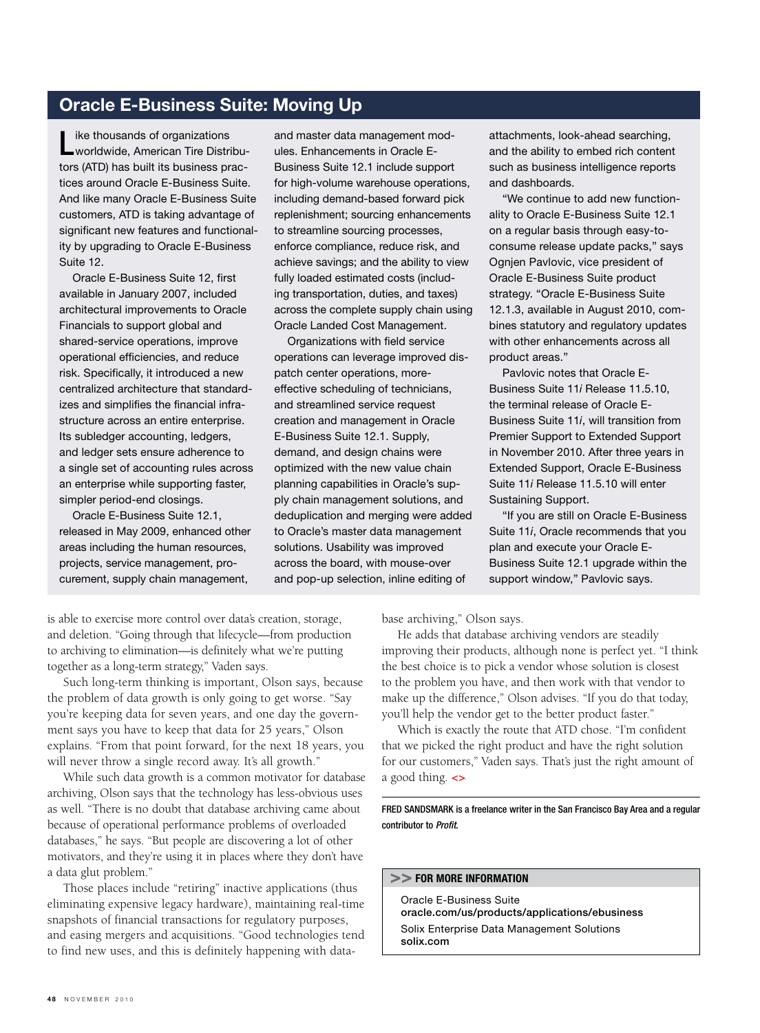## Oracle E-Business Suite: Moving Up

Like thousands of organizations worldwide, American Tire Distributors (ATD) has built its business practices around Oracle E-Business Suite. And like many Oracle E-Business Suite customers, ATD is taking advantage of significant new features and functionality by upgrading to Oracle E-Business Suite 12.

Oracle E-Business Suite 12, first available in January 2007, included architectural improvements to Oracle Financials to support global and shared-service operations, improve operational efficiencies, and reduce risk. Specifically, it introduced a new centralized architecture that standardizes and simplifies the financial infrastructure across an entire enterprise. Its subledger accounting, ledgers, and ledger sets ensure adherence to a single set of accounting rules across an enterprise while supporting faster, simpler period-end closings.

Oracle E-Business Suite 12.1, released in May 2009, enhanced other areas including the human resources, projects, service management, procurement, supply chain management, and master data management modules. Enhancements in Oracle E-Business Suite 12.1 include support for high-volume warehouse operations, including demand-based forward pick replenishment; sourcing enhancements to streamline sourcing processes, enforce compliance, reduce risk, and achieve savings; and the ability to view fully loaded estimated costs (including transportation, duties, and taxes) across the complete supply chain using Oracle Landed Cost Management.

Organizations with field service operations can leverage improved dispatch center operations, more-effective scheduling of technicians, and streamlined service request creation and management in Oracle E-Business Suite 12.1. Supply, demand, and design chains were optimized with the new value chain planning capabilities in Oracle's supply chain management solutions, and deduplication and merging were added to Oracle's master data management solutions. Usability was improved across the board, with mouse-over and pop-up selection, inline editing of attachments, look-ahead searching, and the ability to embed rich content such as business intelligence reports and dashboards.

"We continue to add new functionality to Oracle E-Business Suite 12.1 on a regular basis through easy-to-consume release update packs," says Ognjen Pavlovic, vice president of Oracle E-Business Suite product strategy. "Oracle E-Business Suite 12.1.3, available in August 2010, combines statutory and regulatory updates with other enhancements across all product areas."

Pavlovic notes that Oracle E-Business Suite 11*i* Release 11.5.10, the terminal release of Oracle E-Business Suite 11*i*, will transition from Premier Support to Extended Support in November 2010. After three years in Extended Support, Oracle E-Business Suite 11*i* Release 11.5.10 will enter Sustaining Support.

"If you are still on Oracle E-Business Suite 11*i*, Oracle recommends that you plan and execute your Oracle E-Business Suite 12.1 upgrade within the support window," Pavlovic says.

---

is able to exercise more control over data's creation, storage, and deletion. "Going through that lifecycle—from production to archiving to elimination—is definitely what we're putting together as a long-term strategy," Vaden says.

Such long-term thinking is important, Olson says, because the problem of data growth is only going to get worse. "Say you're keeping data for seven years, and one day the government says you have to keep that data for 25 years," Olson explains. "From that point forward, for the next 18 years, you will never throw a single record away. It's all growth."

While such data growth is a common motivator for database archiving, Olson says that the technology has less-obvious uses as well. "There is no doubt that database archiving came about because of operational performance problems of overloaded databases," he says. "But people are discovering a lot of other motivators, and they're using it in places where they don't have a data glut problem."

Those places include "retiring" inactive applications (thus eliminating expensive legacy hardware), maintaining real-time snapshots of financial transactions for regulatory purposes, and easing mergers and acquisitions. "Good technologies tend to find new uses, and this is definitely happening with database archiving," Olson says.

He adds that database archiving vendors are steadily improving their products, although none is perfect yet. "I think the best choice is to pick a vendor whose solution is closest to the problem you have, and then work with that vendor to make up the difference," Olson advises. "If you do that today, you'll help the vendor get to the better product faster."

Which is exactly the route that ATD chose. "I'm confident that we picked the right product and have the right solution for our customers," Vaden says. That's just the right amount of a good thing. <>

**FRED SANDSMARK is a freelance writer in the San Francisco Bay Area and a regular contributor to *Profit*.**

---

**>> FOR MORE INFORMATION**

Oracle E-Business Suite
**oracle.com/us/products/applications/ebusiness**

Solix Enterprise Data Management Solutions
**solix.com**